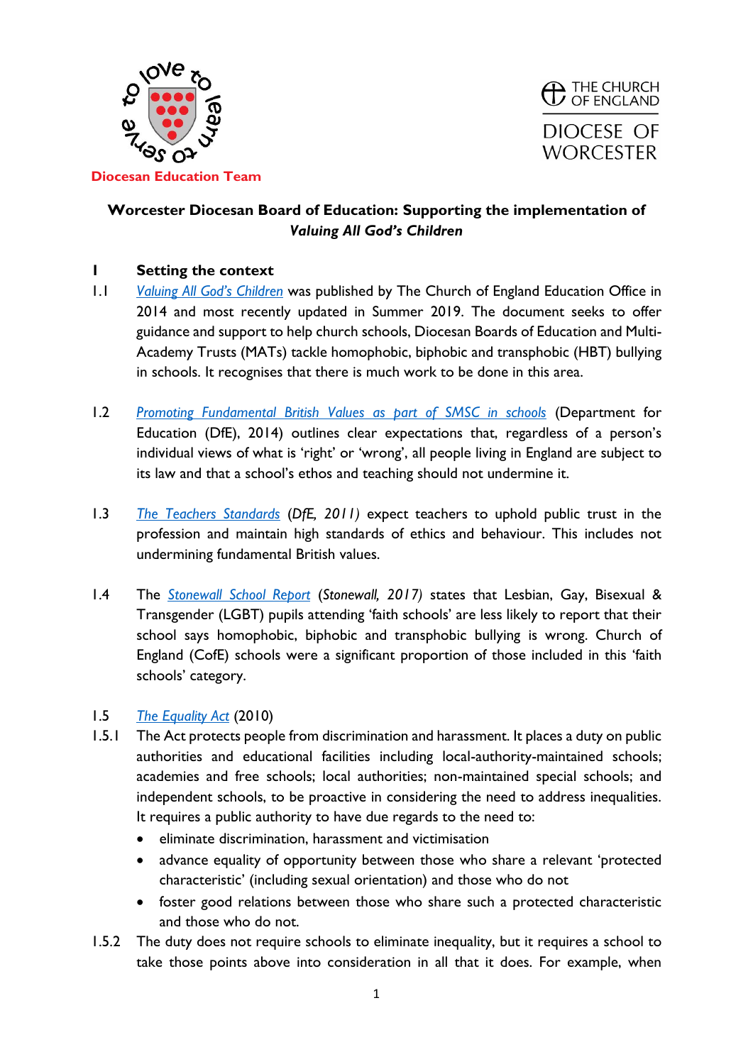Diocesan Education Team

THE CHURCH OF ENGLAND

DIOCESE OF WORCESTER

# Worcester Diocesan Board of Education: Supporting the implementation of *Valuing All God's Children*

## 1 Setting the context

1.1 *Valuing All God's Children* was published by The Church of England Education Office in 2014 and most recently updated in Summer 2019. The document seeks to offer guidance and support to help church schools, Diocesan Boards of Education and Multi-Academy Trusts (MATs) tackle homophobic, biphobic and transphobic (HBT) bullying in schools. It recognises that there is much work to be done in this area.

1.2 *Promoting Fundamental British Values as part of SMSC in schools* (Department for Education (DfE), 2014) outlines clear expectations that, regardless of a person's individual views of what is 'right' or 'wrong', all people living in England are subject to its law and that a school's ethos and teaching should not undermine it.

1.3 *The Teachers Standards* (*DfE, 2011*) expect teachers to uphold public trust in the profession and maintain high standards of ethics and behaviour. This includes not undermining fundamental British values.

1.4 The *Stonewall School Report* (*Stonewall, 2017*) states that Lesbian, Gay, Bisexual & Transgender (LGBT) pupils attending 'faith schools' are less likely to report that their school says homophobic, biphobic and transphobic bullying is wrong. Church of England (CofE) schools were a significant proportion of those included in this 'faith schools' category.

1.5 *The Equality Act* (2010)

1.5.1 The Act protects people from discrimination and harassment. It places a duty on public authorities and educational facilities including local-authority-maintained schools; academies and free schools; local authorities; non-maintained special schools; and independent schools, to be proactive in considering the need to address inequalities. It requires a public authority to have due regards to the need to:

- eliminate discrimination, harassment and victimisation
- advance equality of opportunity between those who share a relevant 'protected characteristic' (including sexual orientation) and those who do not
- foster good relations between those who share such a protected characteristic and those who do not.

1.5.2 The duty does not require schools to eliminate inequality, but it requires a school to take those points above into consideration in all that it does. For example, when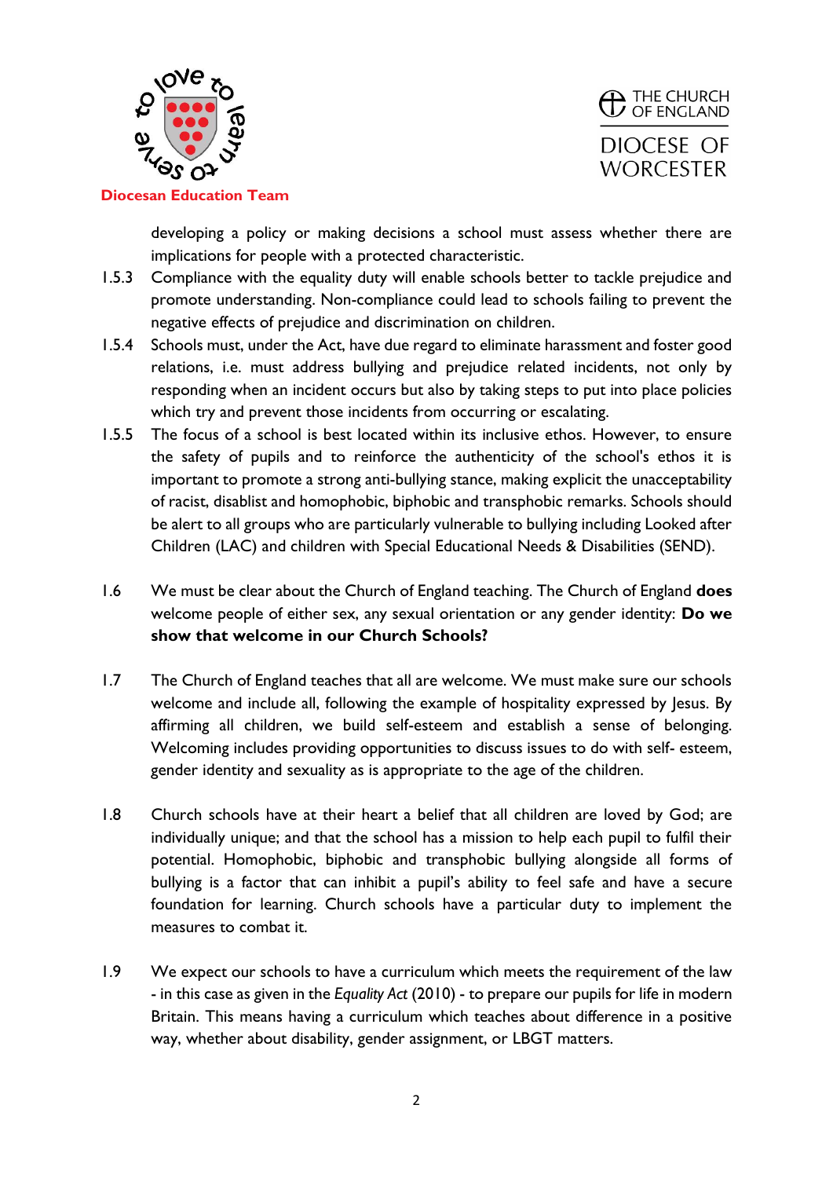developing a policy or making decisions a school must assess whether there are implications for people with a protected characteristic.

1.5.3 Compliance with the equality duty will enable schools better to tackle prejudice and promote understanding. Non-compliance could lead to schools failing to prevent the negative effects of prejudice and discrimination on children.

1.5.4 Schools must, under the Act, have due regard to eliminate harassment and foster good relations, i.e. must address bullying and prejudice related incidents, not only by responding when an incident occurs but also by taking steps to put into place policies which try and prevent those incidents from occurring or escalating.

1.5.5 The focus of a school is best located within its inclusive ethos. However, to ensure the safety of pupils and to reinforce the authenticity of the school's ethos it is important to promote a strong anti-bullying stance, making explicit the unacceptability of racist, disablist and homophobic, biphobic and transphobic remarks. Schools should be alert to all groups who are particularly vulnerable to bullying including Looked after Children (LAC) and children with Special Educational Needs & Disabilities (SEND).

1.6 We must be clear about the Church of England teaching. The Church of England **does** welcome people of either sex, any sexual orientation or any gender identity: **Do we show that welcome in our Church Schools?**

1.7 The Church of England teaches that all are welcome. We must make sure our schools welcome and include all, following the example of hospitality expressed by Jesus. By affirming all children, we build self-esteem and establish a sense of belonging. Welcoming includes providing opportunities to discuss issues to do with self- esteem, gender identity and sexuality as is appropriate to the age of the children.

1.8 Church schools have at their heart a belief that all children are loved by God; are individually unique; and that the school has a mission to help each pupil to fulfil their potential. Homophobic, biphobic and transphobic bullying alongside all forms of bullying is a factor that can inhibit a pupil's ability to feel safe and have a secure foundation for learning. Church schools have a particular duty to implement the measures to combat it.

1.9 We expect our schools to have a curriculum which meets the requirement of the law - in this case as given in the *Equality Act* (2010) - to prepare our pupils for life in modern Britain. This means having a curriculum which teaches about difference in a positive way, whether about disability, gender assignment, or LBGT matters.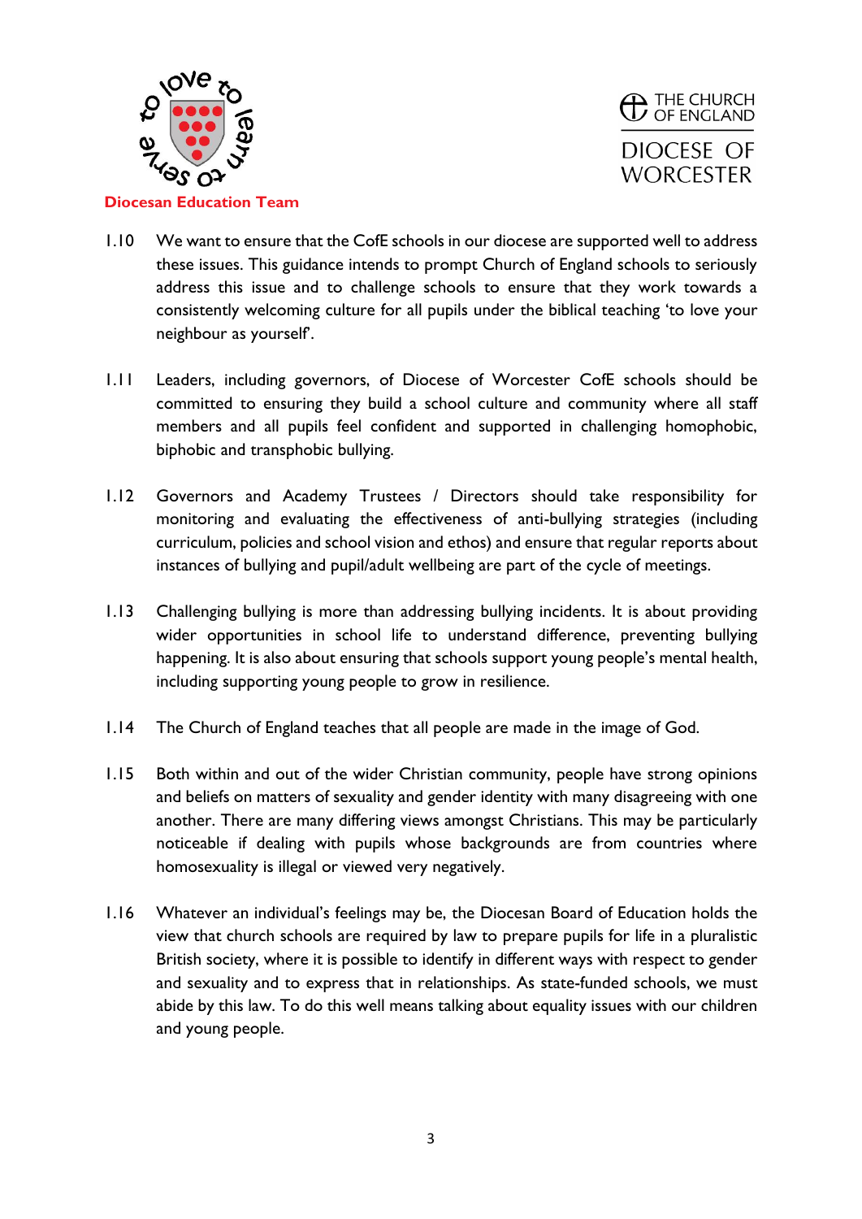1.10 We want to ensure that the CofE schools in our diocese are supported well to address these issues. This guidance intends to prompt Church of England schools to seriously address this issue and to challenge schools to ensure that they work towards a consistently welcoming culture for all pupils under the biblical teaching 'to love your neighbour as yourself'.

1.11 Leaders, including governors, of Diocese of Worcester CofE schools should be committed to ensuring they build a school culture and community where all staff members and all pupils feel confident and supported in challenging homophobic, biphobic and transphobic bullying.

1.12 Governors and Academy Trustees / Directors should take responsibility for monitoring and evaluating the effectiveness of anti-bullying strategies (including curriculum, policies and school vision and ethos) and ensure that regular reports about instances of bullying and pupil/adult wellbeing are part of the cycle of meetings.

1.13 Challenging bullying is more than addressing bullying incidents. It is about providing wider opportunities in school life to understand difference, preventing bullying happening. It is also about ensuring that schools support young people's mental health, including supporting young people to grow in resilience.

1.14 The Church of England teaches that all people are made in the image of God.

1.15 Both within and out of the wider Christian community, people have strong opinions and beliefs on matters of sexuality and gender identity with many disagreeing with one another. There are many differing views amongst Christians. This may be particularly noticeable if dealing with pupils whose backgrounds are from countries where homosexuality is illegal or viewed very negatively.

1.16 Whatever an individual's feelings may be, the Diocesan Board of Education holds the view that church schools are required by law to prepare pupils for life in a pluralistic British society, where it is possible to identify in different ways with respect to gender and sexuality and to express that in relationships. As state-funded schools, we must abide by this law. To do this well means talking about equality issues with our children and young people.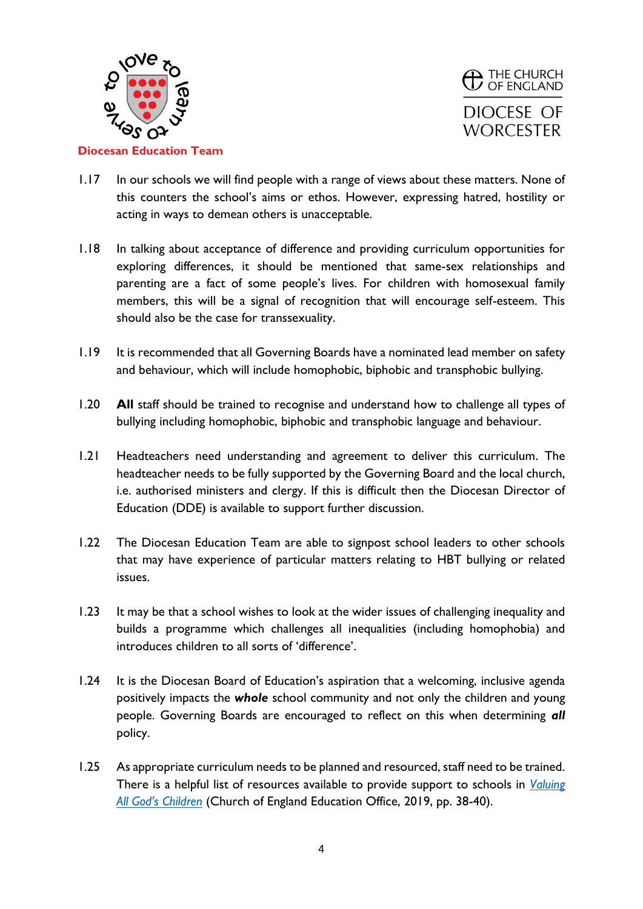1.17 In our schools we will find people with a range of views about these matters. None of this counters the school's aims or ethos. However, expressing hatred, hostility or acting in ways to demean others is unacceptable.

1.18 In talking about acceptance of difference and providing curriculum opportunities for exploring differences, it should be mentioned that same-sex relationships and parenting are a fact of some people's lives. For children with homosexual family members, this will be a signal of recognition that will encourage self-esteem. This should also be the case for transsexuality.

1.19 It is recommended that all Governing Boards have a nominated lead member on safety and behaviour, which will include homophobic, biphobic and transphobic bullying.

1.20 **All** staff should be trained to recognise and understand how to challenge all types of bullying including homophobic, biphobic and transphobic language and behaviour.

1.21 Headteachers need understanding and agreement to deliver this curriculum. The headteacher needs to be fully supported by the Governing Board and the local church, i.e. authorised ministers and clergy. If this is difficult then the Diocesan Director of Education (DDE) is available to support further discussion.

1.22 The Diocesan Education Team are able to signpost school leaders to other schools that may have experience of particular matters relating to HBT bullying or related issues.

1.23 It may be that a school wishes to look at the wider issues of challenging inequality and builds a programme which challenges all inequalities (including homophobia) and introduces children to all sorts of 'difference'.

1.24 It is the Diocesan Board of Education's aspiration that a welcoming, inclusive agenda positively impacts the ***whole*** school community and not only the children and young people. Governing Boards are encouraged to reflect on this when determining ***all*** policy.

1.25 As appropriate curriculum needs to be planned and resourced, staff need to be trained. There is a helpful list of resources available to provide support to schools in *Valuing All God's Children* (Church of England Education Office, 2019, pp. 38-40).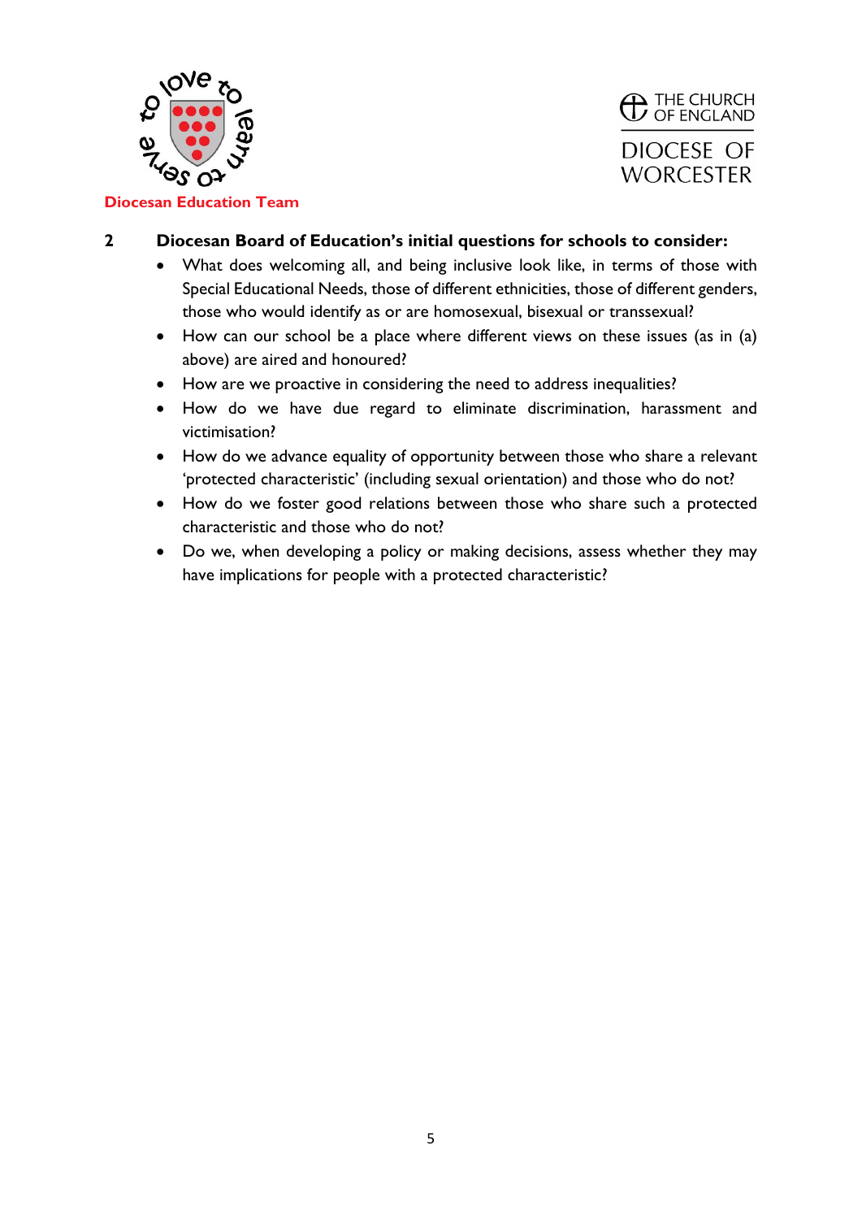Diocesan Education Team

THE CHURCH OF ENGLAND

DIOCESE OF WORCESTER

## 2 Diocesan Board of Education's initial questions for schools to consider:

- What does welcoming all, and being inclusive look like, in terms of those with Special Educational Needs, those of different ethnicities, those of different genders, those who would identify as or are homosexual, bisexual or transsexual?
- How can our school be a place where different views on these issues (as in (a) above) are aired and honoured?
- How are we proactive in considering the need to address inequalities?
- How do we have due regard to eliminate discrimination, harassment and victimisation?
- How do we advance equality of opportunity between those who share a relevant 'protected characteristic' (including sexual orientation) and those who do not?
- How do we foster good relations between those who share such a protected characteristic and those who do not?
- Do we, when developing a policy or making decisions, assess whether they may have implications for people with a protected characteristic?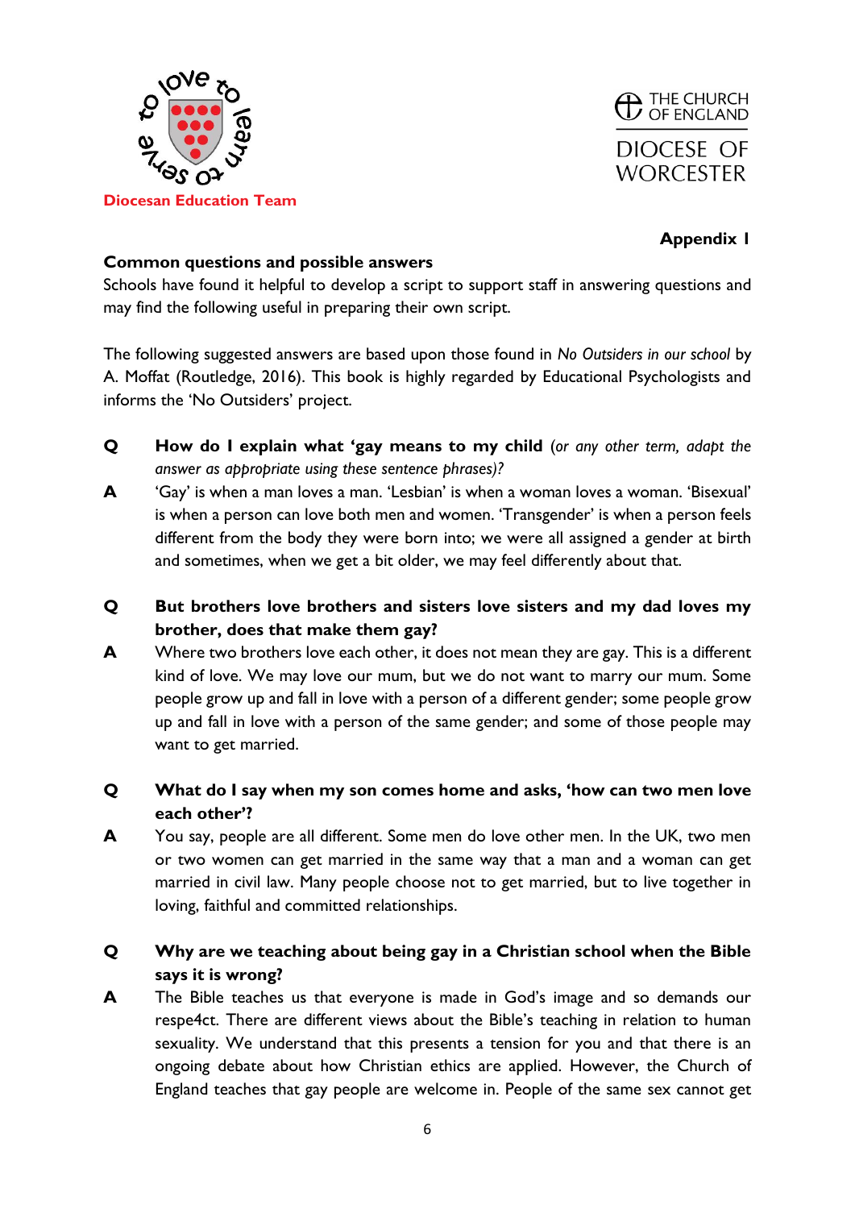Diocesan Education Team

THE CHURCH OF ENGLAND

DIOCESE OF WORCESTER

**Appendix 1**

**Common questions and possible answers**

Schools have found it helpful to develop a script to support staff in answering questions and may find the following useful in preparing their own script.

The following suggested answers are based upon those found in *No Outsiders in our school* by A. Moffat (Routledge, 2016). This book is highly regarded by Educational Psychologists and informs the 'No Outsiders' project.

**Q** **How do I explain what 'gay means to my child** (*or any other term, adapt the answer as appropriate using these sentence phrases)?*

**A** 'Gay' is when a man loves a man. 'Lesbian' is when a woman loves a woman. 'Bisexual' is when a person can love both men and women. 'Transgender' is when a person feels different from the body they were born into; we were all assigned a gender at birth and sometimes, when we get a bit older, we may feel differently about that.

**Q** **But brothers love brothers and sisters love sisters and my dad loves my brother, does that make them gay?**

**A** Where two brothers love each other, it does not mean they are gay. This is a different kind of love. We may love our mum, but we do not want to marry our mum. Some people grow up and fall in love with a person of a different gender; some people grow up and fall in love with a person of the same gender; and some of those people may want to get married.

**Q** **What do I say when my son comes home and asks, 'how can two men love each other'?**

**A** You say, people are all different. Some men do love other men. In the UK, two men or two women can get married in the same way that a man and a woman can get married in civil law. Many people choose not to get married, but to live together in loving, faithful and committed relationships.

**Q** **Why are we teaching about being gay in a Christian school when the Bible says it is wrong?**

**A** The Bible teaches us that everyone is made in God's image and so demands our respe4ct. There are different views about the Bible's teaching in relation to human sexuality. We understand that this presents a tension for you and that there is an ongoing debate about how Christian ethics are applied. However, the Church of England teaches that gay people are welcome in. People of the same sex cannot get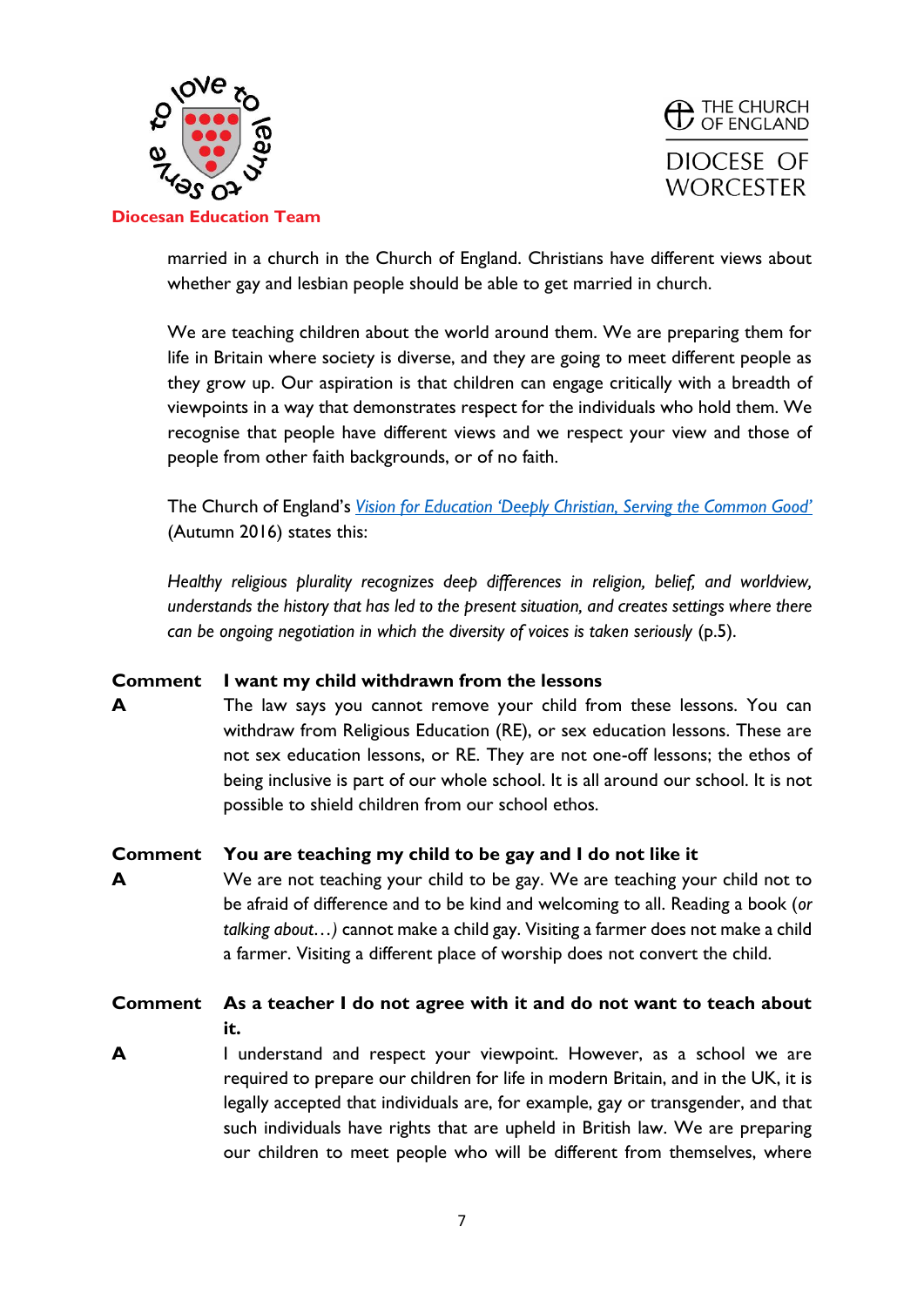married in a church in the Church of England. Christians have different views about whether gay and lesbian people should be able to get married in church.

We are teaching children about the world around them. We are preparing them for life in Britain where society is diverse, and they are going to meet different people as they grow up. Our aspiration is that children can engage critically with a breadth of viewpoints in a way that demonstrates respect for the individuals who hold them. We recognise that people have different views and we respect your view and those of people from other faith backgrounds, or of no faith.

The Church of England's *Vision for Education 'Deeply Christian, Serving the Common Good'* (Autumn 2016) states this:

*Healthy religious plurality recognizes deep differences in religion, belief, and worldview, understands the history that has led to the present situation, and creates settings where there can be ongoing negotiation in which the diversity of voices is taken seriously* (p.5).

**Comment** **I want my child withdrawn from the lessons**

**A** The law says you cannot remove your child from these lessons. You can withdraw from Religious Education (RE), or sex education lessons. These are not sex education lessons, or RE. They are not one-off lessons; the ethos of being inclusive is part of our whole school. It is all around our school. It is not possible to shield children from our school ethos.

**Comment** **You are teaching my child to be gay and I do not like it**

**A** We are not teaching your child to be gay. We are teaching your child not to be afraid of difference and to be kind and welcoming to all. Reading a book (*or talking about…*) cannot make a child gay. Visiting a farmer does not make a child a farmer. Visiting a different place of worship does not convert the child.

**Comment** **As a teacher I do not agree with it and do not want to teach about it.**

**A** I understand and respect your viewpoint. However, as a school we are required to prepare our children for life in modern Britain, and in the UK, it is legally accepted that individuals are, for example, gay or transgender, and that such individuals have rights that are upheld in British law. We are preparing our children to meet people who will be different from themselves, where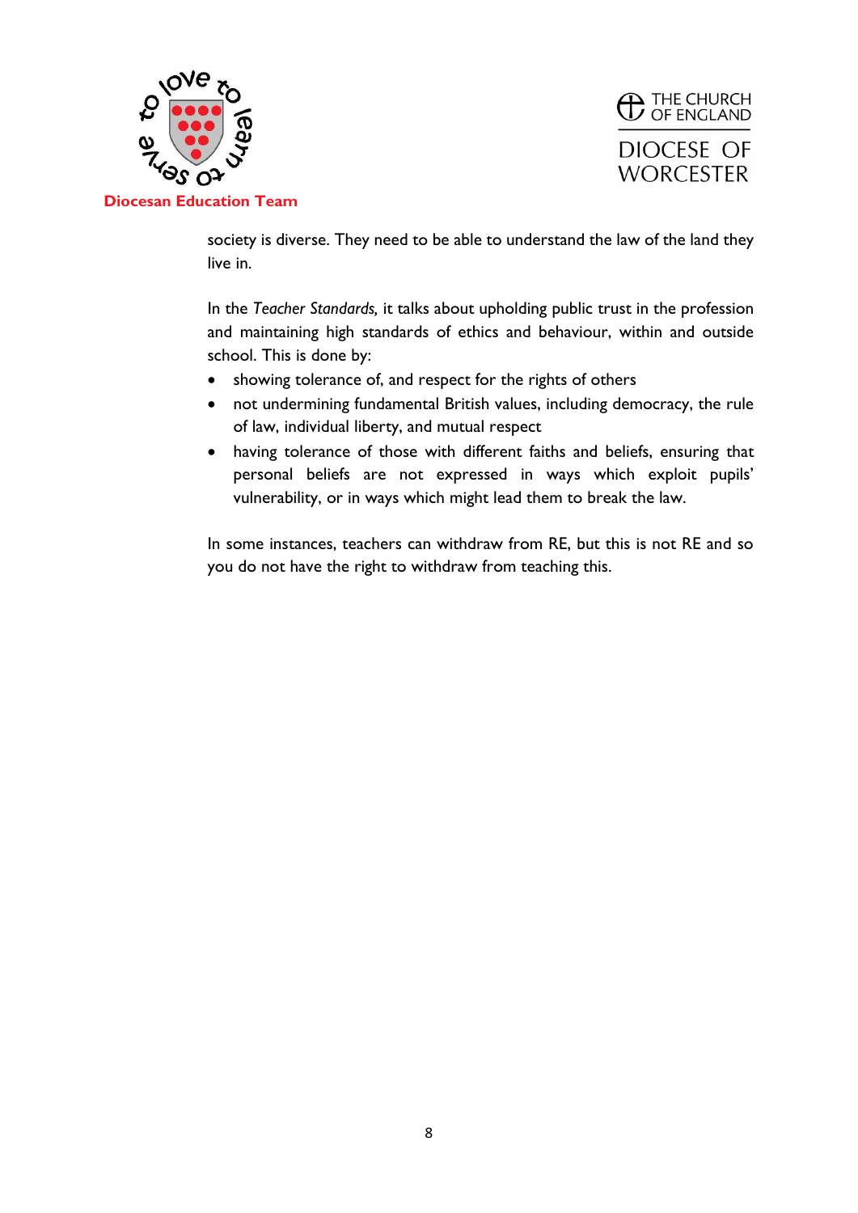society is diverse. They need to be able to understand the law of the land they live in.

In the *Teacher Standards,* it talks about upholding public trust in the profession and maintaining high standards of ethics and behaviour, within and outside school. This is done by:

- showing tolerance of, and respect for the rights of others
- not undermining fundamental British values, including democracy, the rule of law, individual liberty, and mutual respect
- having tolerance of those with different faiths and beliefs, ensuring that personal beliefs are not expressed in ways which exploit pupils' vulnerability, or in ways which might lead them to break the law.

In some instances, teachers can withdraw from RE, but this is not RE and so you do not have the right to withdraw from teaching this.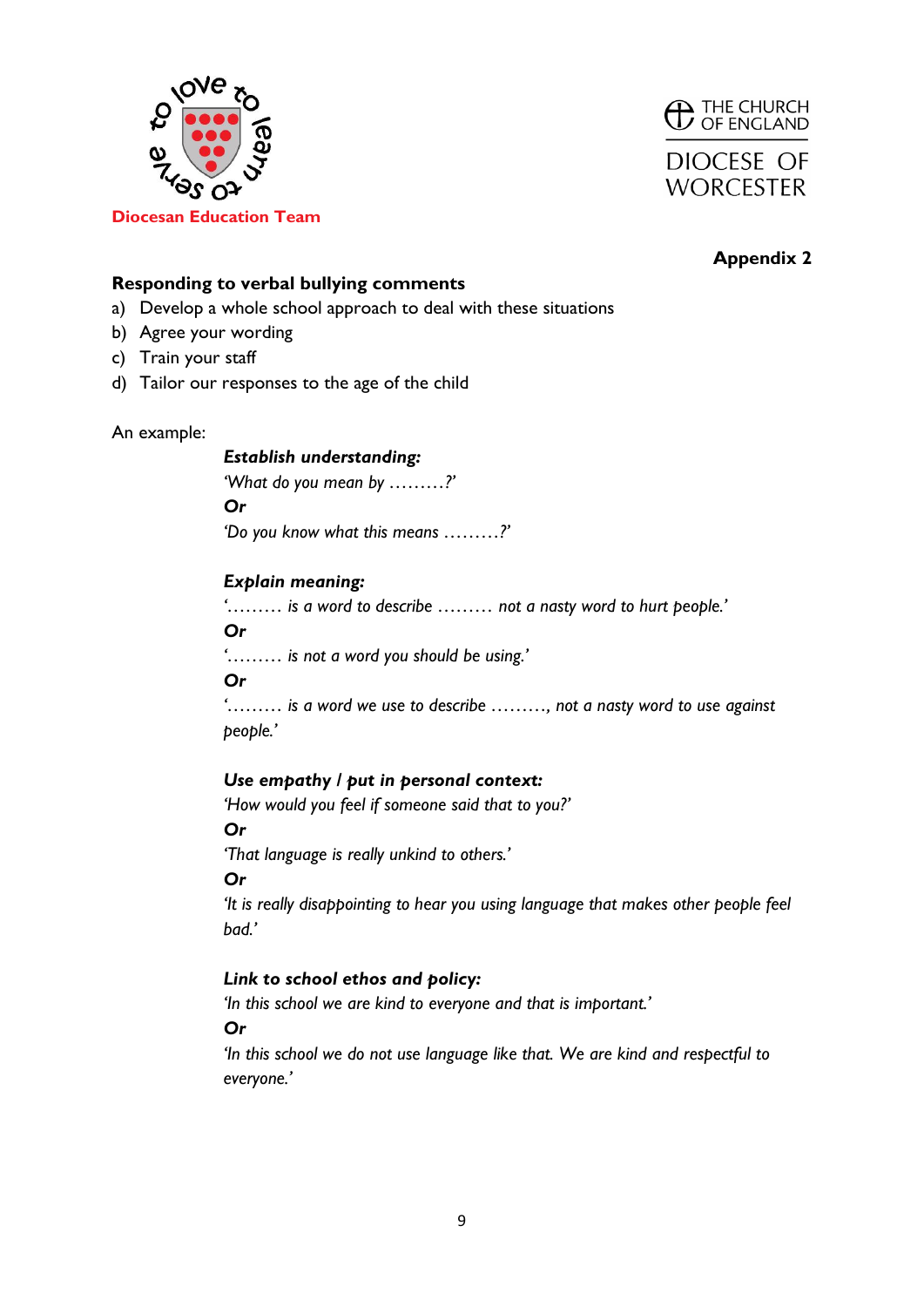Diocesan Education Team

THE CHURCH OF ENGLAND

DIOCESE OF WORCESTER

**Appendix 2**

**Responding to verbal bullying comments**

a) Develop a whole school approach to deal with these situations
b) Agree your wording
c) Train your staff
d) Tailor our responses to the age of the child

An example:

***Establish understanding:***

*'What do you mean by ………?'*

***Or***

*'Do you know what this means ………?'*

***Explain meaning:***

*'……… is a word to describe ……… not a nasty word to hurt people.'*

***Or***

*'……… is not a word you should be using.'*

***Or***

*'……… is a word we use to describe ………, not a nasty word to use against people.'*

***Use empathy / put in personal context:***

*'How would you feel if someone said that to you?'*

***Or***

*'That language is really unkind to others.'*

***Or***

*'It is really disappointing to hear you using language that makes other people feel bad.'*

***Link to school ethos and policy:***

*'In this school we are kind to everyone and that is important.'*

***Or***

*'In this school we do not use language like that. We are kind and respectful to everyone.'*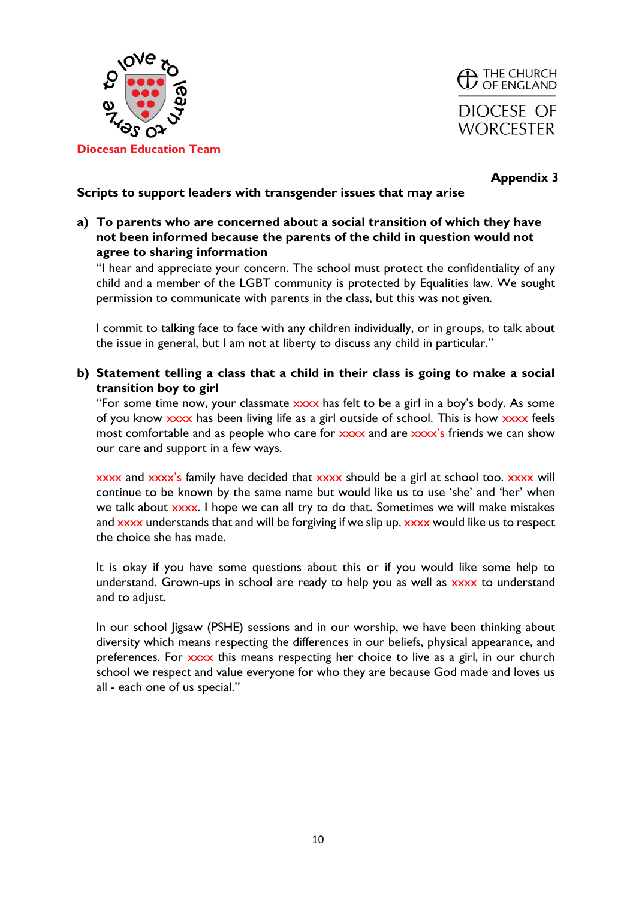Diocesan Education Team

THE CHURCH OF ENGLAND

DIOCESE OF WORCESTER

**Appendix 3**

**Scripts to support leaders with transgender issues that may arise**

**a) To parents who are concerned about a social transition of which they have not been informed because the parents of the child in question would not agree to sharing information**

"I hear and appreciate your concern. The school must protect the confidentiality of any child and a member of the LGBT community is protected by Equalities law. We sought permission to communicate with parents in the class, but this was not given.

I commit to talking face to face with any children individually, or in groups, to talk about the issue in general, but I am not at liberty to discuss any child in particular."

**b) Statement telling a class that a child in their class is going to make a social transition boy to girl**

"For some time now, your classmate xxxx has felt to be a girl in a boy's body. As some of you know xxxx has been living life as a girl outside of school. This is how xxxx feels most comfortable and as people who care for xxxx and are xxxx's friends we can show our care and support in a few ways.

xxxx and xxxx's family have decided that xxxx should be a girl at school too. xxxx will continue to be known by the same name but would like us to use 'she' and 'her' when we talk about xxxx. I hope we can all try to do that. Sometimes we will make mistakes and xxxx understands that and will be forgiving if we slip up. xxxx would like us to respect the choice she has made.

It is okay if you have some questions about this or if you would like some help to understand. Grown-ups in school are ready to help you as well as xxxx to understand and to adjust.

In our school Jigsaw (PSHE) sessions and in our worship, we have been thinking about diversity which means respecting the differences in our beliefs, physical appearance, and preferences. For xxxx this means respecting her choice to live as a girl, in our church school we respect and value everyone for who they are because God made and loves us all - each one of us special."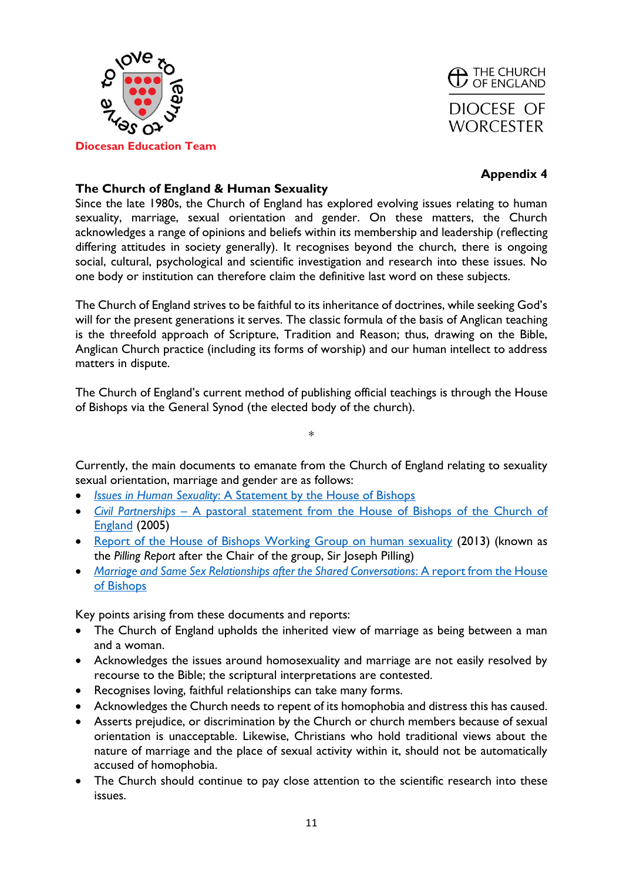Diocesan Education Team

THE CHURCH OF ENGLAND

DIOCESE OF WORCESTER

**Appendix 4**

## The Church of England & Human Sexuality

Since the late 1980s, the Church of England has explored evolving issues relating to human sexuality, marriage, sexual orientation and gender. On these matters, the Church acknowledges a range of opinions and beliefs within its membership and leadership (reflecting differing attitudes in society generally). It recognises beyond the church, there is ongoing social, cultural, psychological and scientific investigation and research into these issues. No one body or institution can therefore claim the definitive last word on these subjects.

The Church of England strives to be faithful to its inheritance of doctrines, while seeking God's will for the present generations it serves. The classic formula of the basis of Anglican teaching is the threefold approach of Scripture, Tradition and Reason; thus, drawing on the Bible, Anglican Church practice (including its forms of worship) and our human intellect to address matters in dispute.

The Church of England's current method of publishing official teachings is through the House of Bishops via the General Synod (the elected body of the church).

*

Currently, the main documents to emanate from the Church of England relating to sexuality sexual orientation, marriage and gender are as follows:

- *Issues in Human Sexuality*: A Statement by the House of Bishops
- *Civil Partnerships* – A pastoral statement from the House of Bishops of the Church of England (2005)
- Report of the House of Bishops Working Group on human sexuality (2013) (known as the *Pilling Report* after the Chair of the group, Sir Joseph Pilling)
- *Marriage and Same Sex Relationships after the Shared Conversations*: A report from the House of Bishops

Key points arising from these documents and reports:

- The Church of England upholds the inherited view of marriage as being between a man and a woman.
- Acknowledges the issues around homosexuality and marriage are not easily resolved by recourse to the Bible; the scriptural interpretations are contested.
- Recognises loving, faithful relationships can take many forms.
- Acknowledges the Church needs to repent of its homophobia and distress this has caused.
- Asserts prejudice, or discrimination by the Church or church members because of sexual orientation is unacceptable. Likewise, Christians who hold traditional views about the nature of marriage and the place of sexual activity within it, should not be automatically accused of homophobia.
- The Church should continue to pay close attention to the scientific research into these issues.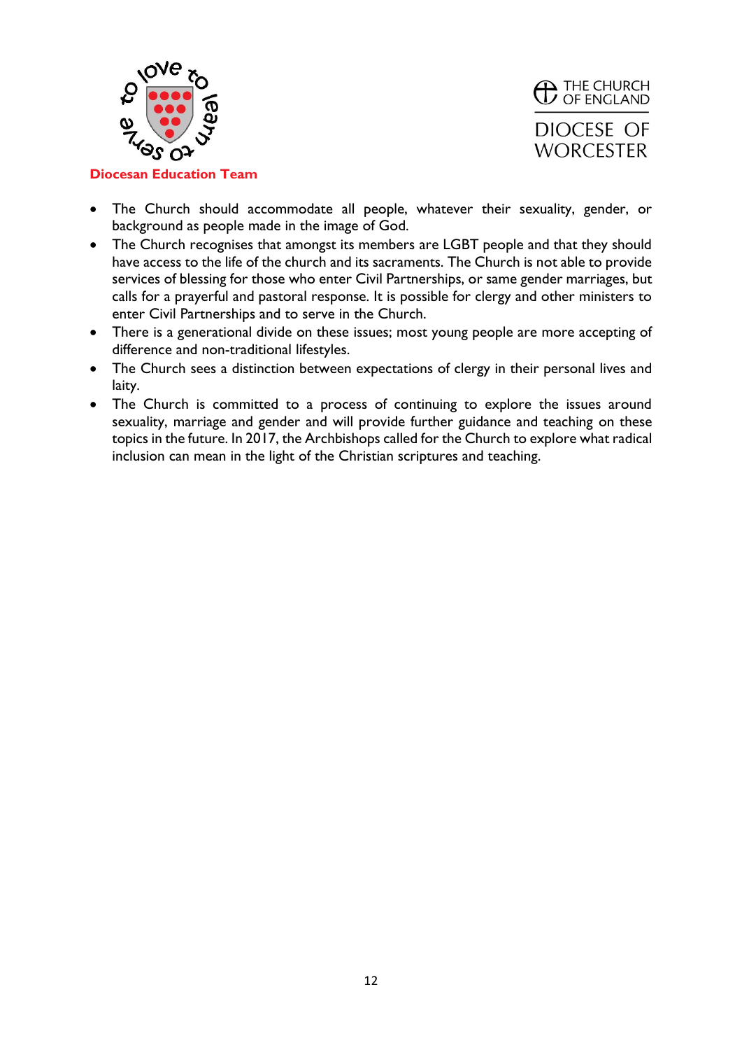- The Church should accommodate all people, whatever their sexuality, gender, or background as people made in the image of God.
- The Church recognises that amongst its members are LGBT people and that they should have access to the life of the church and its sacraments. The Church is not able to provide services of blessing for those who enter Civil Partnerships, or same gender marriages, but calls for a prayerful and pastoral response. It is possible for clergy and other ministers to enter Civil Partnerships and to serve in the Church.
- There is a generational divide on these issues; most young people are more accepting of difference and non-traditional lifestyles.
- The Church sees a distinction between expectations of clergy in their personal lives and laity.
- The Church is committed to a process of continuing to explore the issues around sexuality, marriage and gender and will provide further guidance and teaching on these topics in the future. In 2017, the Archbishops called for the Church to explore what radical inclusion can mean in the light of the Christian scriptures and teaching.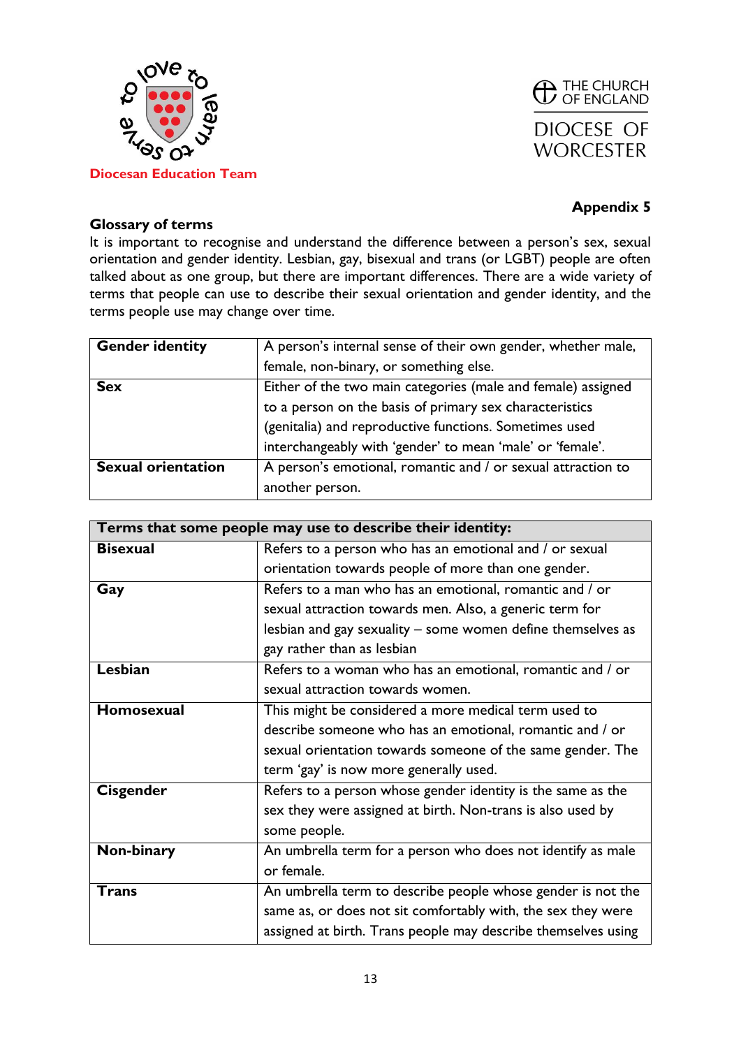Diocesan Education Team

THE CHURCH OF ENGLAND
DIOCESE OF WORCESTER

**Appendix 5**

## Glossary of terms

It is important to recognise and understand the difference between a person's sex, sexual orientation and gender identity. Lesbian, gay, bisexual and trans (or LGBT) people are often talked about as one group, but there are important differences. There are a wide variety of terms that people can use to describe their sexual orientation and gender identity, and the terms people use may change over time.

| | |
|---|---|
| **Gender identity** | A person's internal sense of their own gender, whether male, female, non-binary, or something else. |
| **Sex** | Either of the two main categories (male and female) assigned to a person on the basis of primary sex characteristics (genitalia) and reproductive functions. Sometimes used interchangeably with 'gender' to mean 'male' or 'female'. |
| **Sexual orientation** | A person's emotional, romantic and / or sexual attraction to another person. |

| **Terms that some people may use to describe their identity:** | |
|---|---|
| **Bisexual** | Refers to a person who has an emotional and / or sexual orientation towards people of more than one gender. |
| **Gay** | Refers to a man who has an emotional, romantic and / or sexual attraction towards men. Also, a generic term for lesbian and gay sexuality – some women define themselves as gay rather than as lesbian |
| **Lesbian** | Refers to a woman who has an emotional, romantic and / or sexual attraction towards women. |
| **Homosexual** | This might be considered a more medical term used to describe someone who has an emotional, romantic and / or sexual orientation towards someone of the same gender. The term 'gay' is now more generally used. |
| **Cisgender** | Refers to a person whose gender identity is the same as the sex they were assigned at birth. Non-trans is also used by some people. |
| **Non-binary** | An umbrella term for a person who does not identify as male or female. |
| **Trans** | An umbrella term to describe people whose gender is not the same as, or does not sit comfortably with, the sex they were assigned at birth. Trans people may describe themselves using |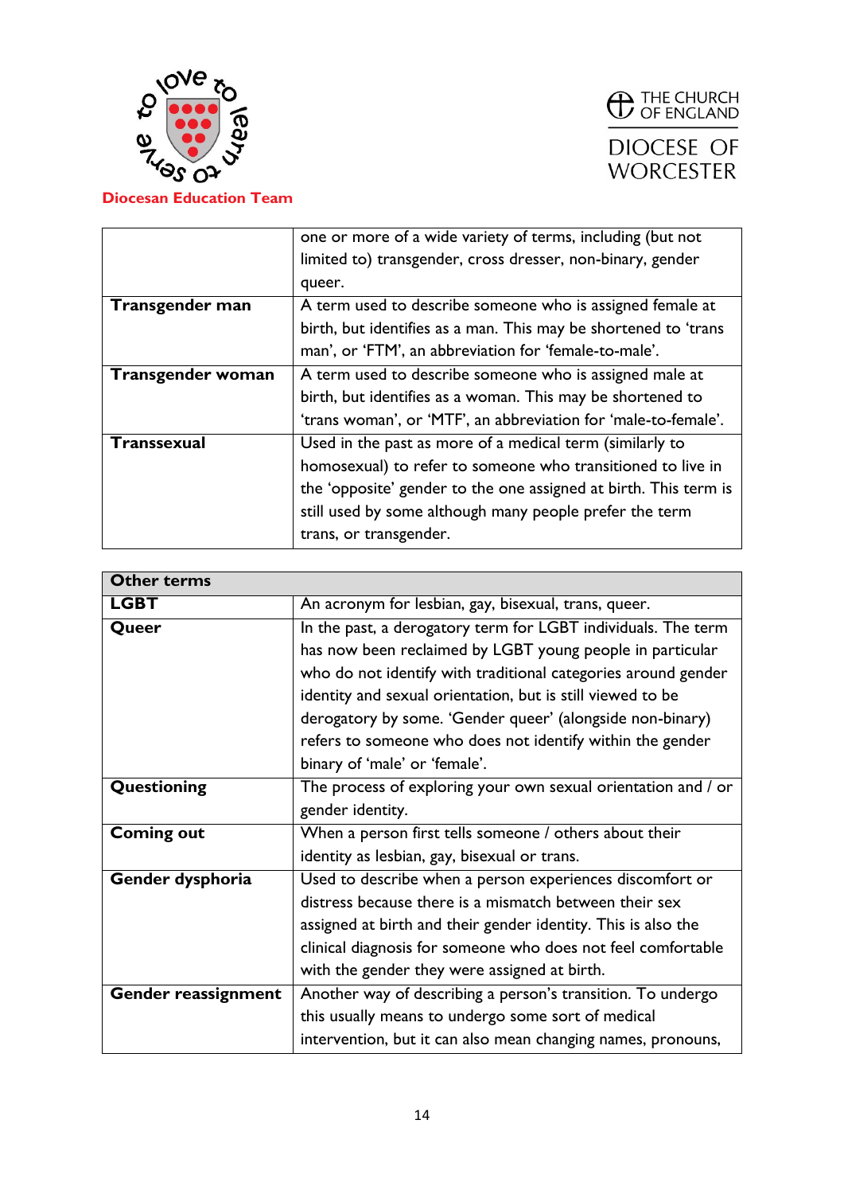|  |  |
|---|---|
|  | one or more of a wide variety of terms, including (but not limited to) transgender, cross dresser, non-binary, gender queer. |
| **Transgender man** | A term used to describe someone who is assigned female at birth, but identifies as a man. This may be shortened to 'trans man', or 'FTM', an abbreviation for 'female-to-male'. |
| **Transgender woman** | A term used to describe someone who is assigned male at birth, but identifies as a woman. This may be shortened to 'trans woman', or 'MTF', an abbreviation for 'male-to-female'. |
| **Transsexual** | Used in the past as more of a medical term (similarly to homosexual) to refer to someone who transitioned to live in the 'opposite' gender to the one assigned at birth. This term is still used by some although many people prefer the term trans, or transgender. |

| **Other terms** |  |
|---|---|
| **LGBT** | An acronym for lesbian, gay, bisexual, trans, queer. |
| **Queer** | In the past, a derogatory term for LGBT individuals. The term has now been reclaimed by LGBT young people in particular who do not identify with traditional categories around gender identity and sexual orientation, but is still viewed to be derogatory by some. 'Gender queer' (alongside non-binary) refers to someone who does not identify within the gender binary of 'male' or 'female'. |
| **Questioning** | The process of exploring your own sexual orientation and / or gender identity. |
| **Coming out** | When a person first tells someone / others about their identity as lesbian, gay, bisexual or trans. |
| **Gender dysphoria** | Used to describe when a person experiences discomfort or distress because there is a mismatch between their sex assigned at birth and their gender identity. This is also the clinical diagnosis for someone who does not feel comfortable with the gender they were assigned at birth. |
| **Gender reassignment** | Another way of describing a person's transition. To undergo this usually means to undergo some sort of medical intervention, but it can also mean changing names, pronouns, |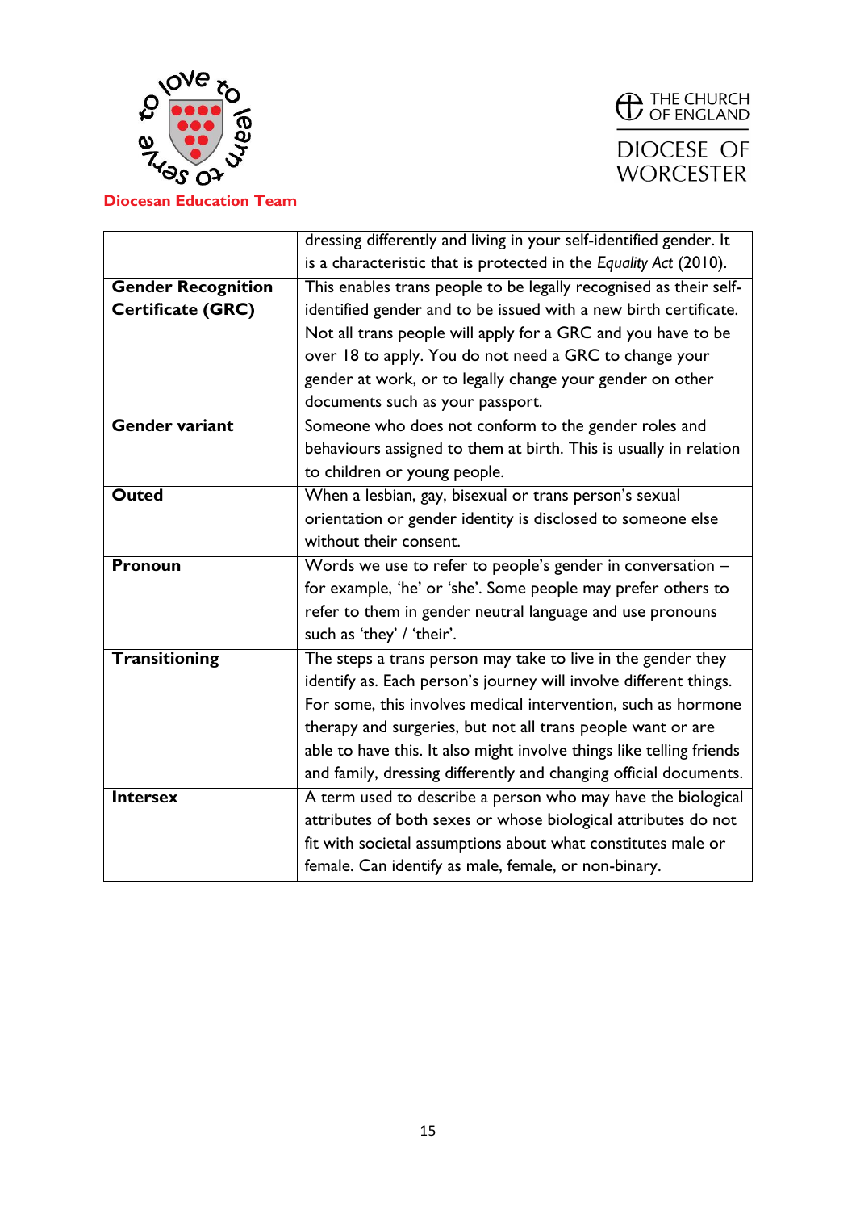Diocesan Education Team

THE CHURCH OF ENGLAND

DIOCESE OF WORCESTER

| | |
|---|---|
| | dressing differently and living in your self-identified gender. It is a characteristic that is protected in the *Equality Act* (2010). |
| **Gender Recognition Certificate (GRC)** | This enables trans people to be legally recognised as their self-identified gender and to be issued with a new birth certificate. Not all trans people will apply for a GRC and you have to be over 18 to apply. You do not need a GRC to change your gender at work, or to legally change your gender on other documents such as your passport. |
| **Gender variant** | Someone who does not conform to the gender roles and behaviours assigned to them at birth. This is usually in relation to children or young people. |
| **Outed** | When a lesbian, gay, bisexual or trans person's sexual orientation or gender identity is disclosed to someone else without their consent. |
| **Pronoun** | Words we use to refer to people's gender in conversation – for example, 'he' or 'she'. Some people may prefer others to refer to them in gender neutral language and use pronouns such as 'they' / 'their'. |
| **Transitioning** | The steps a trans person may take to live in the gender they identify as. Each person's journey will involve different things. For some, this involves medical intervention, such as hormone therapy and surgeries, but not all trans people want or are able to have this. It also might involve things like telling friends and family, dressing differently and changing official documents. |
| **Intersex** | A term used to describe a person who may have the biological attributes of both sexes or whose biological attributes do not fit with societal assumptions about what constitutes male or female. Can identify as male, female, or non-binary. |